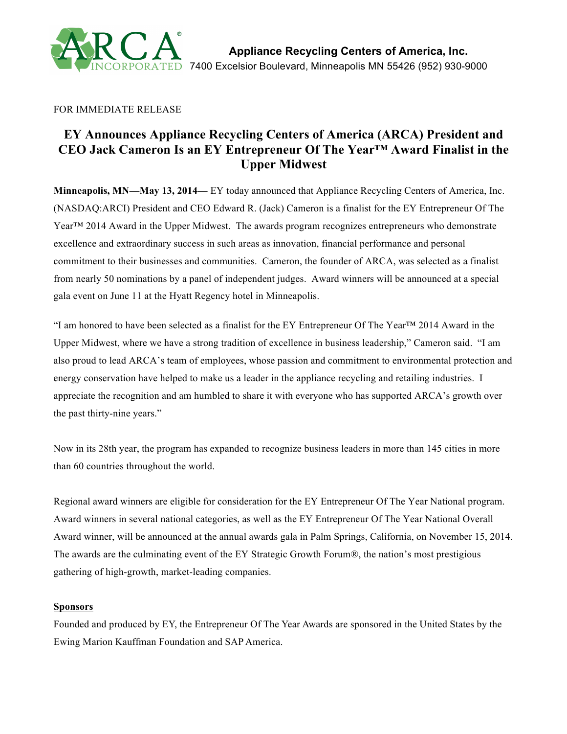**Appliance Recycling Centers of America, Inc.**
7400 Excelsior Boulevard, Minneapolis MN 55426 (952) 930-9000

FOR IMMEDIATE RELEASE

# EY Announces Appliance Recycling Centers of America (ARCA) President and CEO Jack Cameron Is an EY Entrepreneur Of The Year™ Award Finalist in the Upper Midwest

**Minneapolis, MN—May 13, 2014—** EY today announced that Appliance Recycling Centers of America, Inc. (NASDAQ:ARCI) President and CEO Edward R. (Jack) Cameron is a finalist for the EY Entrepreneur Of The Year™ 2014 Award in the Upper Midwest. The awards program recognizes entrepreneurs who demonstrate excellence and extraordinary success in such areas as innovation, financial performance and personal commitment to their businesses and communities. Cameron, the founder of ARCA, was selected as a finalist from nearly 50 nominations by a panel of independent judges. Award winners will be announced at a special gala event on June 11 at the Hyatt Regency hotel in Minneapolis.

"I am honored to have been selected as a finalist for the EY Entrepreneur Of The Year™ 2014 Award in the Upper Midwest, where we have a strong tradition of excellence in business leadership," Cameron said. "I am also proud to lead ARCA's team of employees, whose passion and commitment to environmental protection and energy conservation have helped to make us a leader in the appliance recycling and retailing industries. I appreciate the recognition and am humbled to share it with everyone who has supported ARCA's growth over the past thirty-nine years."

Now in its 28th year, the program has expanded to recognize business leaders in more than 145 cities in more than 60 countries throughout the world.

Regional award winners are eligible for consideration for the EY Entrepreneur Of The Year National program. Award winners in several national categories, as well as the EY Entrepreneur Of The Year National Overall Award winner, will be announced at the annual awards gala in Palm Springs, California, on November 15, 2014. The awards are the culminating event of the EY Strategic Growth Forum®, the nation's most prestigious gathering of high-growth, market-leading companies.

**Sponsors**

Founded and produced by EY, the Entrepreneur Of The Year Awards are sponsored in the United States by the Ewing Marion Kauffman Foundation and SAP America.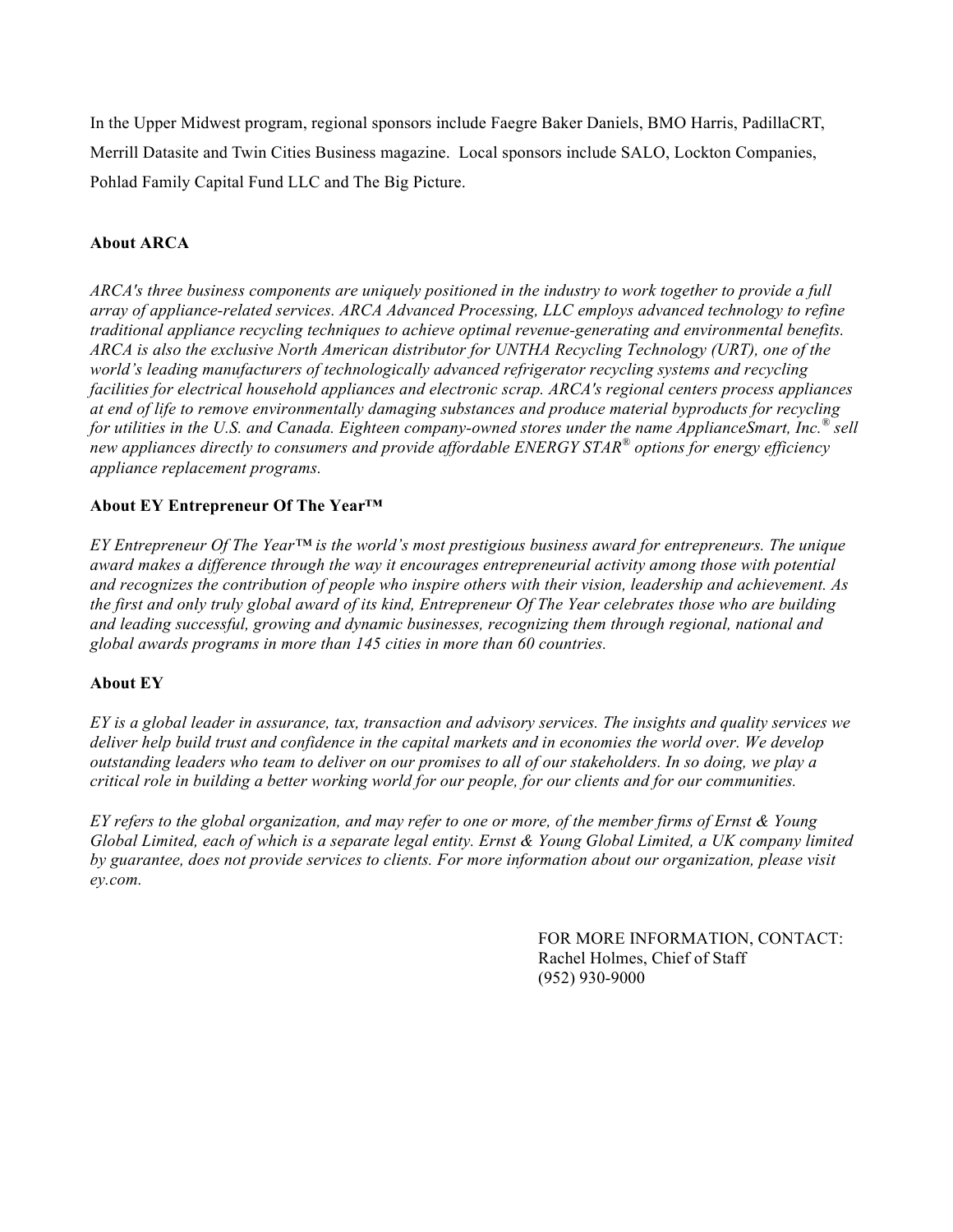In the Upper Midwest program, regional sponsors include Faegre Baker Daniels, BMO Harris, PadillaCRT, Merrill Datasite and Twin Cities Business magazine.  Local sponsors include SALO, Lockton Companies, Pohlad Family Capital Fund LLC and The Big Picture.

**About ARCA**

*ARCA's three business components are uniquely positioned in the industry to work together to provide a full array of appliance-related services. ARCA Advanced Processing, LLC employs advanced technology to refine traditional appliance recycling techniques to achieve optimal revenue-generating and environmental benefits. ARCA is also the exclusive North American distributor for UNTHA Recycling Technology (URT), one of the world's leading manufacturers of technologically advanced refrigerator recycling systems and recycling facilities for electrical household appliances and electronic scrap. ARCA's regional centers process appliances at end of life to remove environmentally damaging substances and produce material byproducts for recycling for utilities in the U.S. and Canada. Eighteen company-owned stores under the name ApplianceSmart, Inc.® sell new appliances directly to consumers and provide affordable ENERGY STAR® options for energy efficiency appliance replacement programs.*

**About EY Entrepreneur Of The Year™**

*EY Entrepreneur Of The Year™ is the world's most prestigious business award for entrepreneurs. The unique award makes a difference through the way it encourages entrepreneurial activity among those with potential and recognizes the contribution of people who inspire others with their vision, leadership and achievement. As the first and only truly global award of its kind, Entrepreneur Of The Year celebrates those who are building and leading successful, growing and dynamic businesses, recognizing them through regional, national and global awards programs in more than 145 cities in more than 60 countries.*

**About EY**

*EY is a global leader in assurance, tax, transaction and advisory services. The insights and quality services we deliver help build trust and confidence in the capital markets and in economies the world over. We develop outstanding leaders who team to deliver on our promises to all of our stakeholders. In so doing, we play a critical role in building a better working world for our people, for our clients and for our communities.*

*EY refers to the global organization, and may refer to one or more, of the member firms of Ernst & Young Global Limited, each of which is a separate legal entity. Ernst & Young Global Limited, a UK company limited by guarantee, does not provide services to clients. For more information about our organization, please visit ey.com.*

FOR MORE INFORMATION, CONTACT:
Rachel Holmes, Chief of Staff
(952) 930-9000